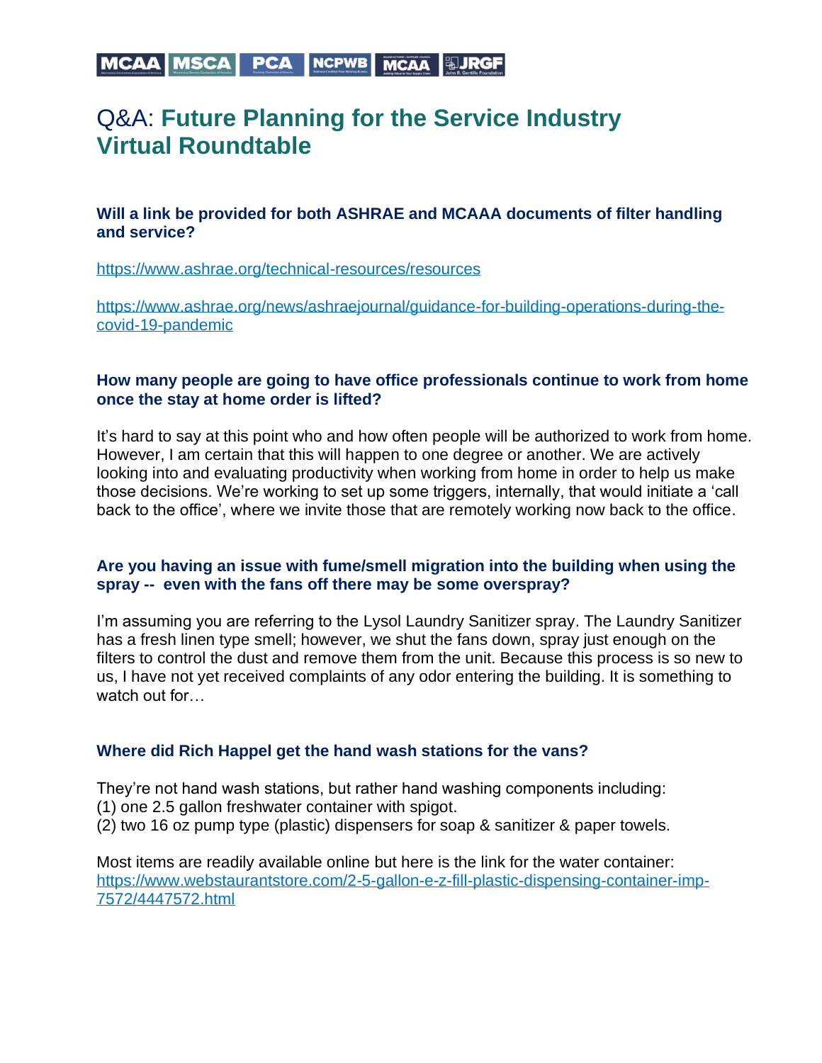# Q&A: **Future Planning for the Service Industry Virtual Roundtable**

### Will a link be provided for both ASHRAE and MCAAA documents of filter handling and service?

https://www.ashrae.org/technical-resources/resources

https://www.ashrae.org/news/ashraejournal/guidance-for-building-operations-during-the-covid-19-pandemic

### How many people are going to have office professionals continue to work from home once the stay at home order is lifted?

It's hard to say at this point who and how often people will be authorized to work from home. However, I am certain that this will happen to one degree or another. We are actively looking into and evaluating productivity when working from home in order to help us make those decisions. We're working to set up some triggers, internally, that would initiate a 'call back to the office', where we invite those that are remotely working now back to the office.

### Are you having an issue with fume/smell migration into the building when using the spray -- even with the fans off there may be some overspray?

I'm assuming you are referring to the Lysol Laundry Sanitizer spray. The Laundry Sanitizer has a fresh linen type smell; however, we shut the fans down, spray just enough on the filters to control the dust and remove them from the unit. Because this process is so new to us, I have not yet received complaints of any odor entering the building. It is something to watch out for…

### Where did Rich Happel get the hand wash stations for the vans?

They're not hand wash stations, but rather hand washing components including:
(1) one 2.5 gallon freshwater container with spigot.
(2) two 16 oz pump type (plastic) dispensers for soap & sanitizer & paper towels.

Most items are readily available online but here is the link for the water container:
https://www.webstaurantstore.com/2-5-gallon-e-z-fill-plastic-dispensing-container-imp-7572/4447572.html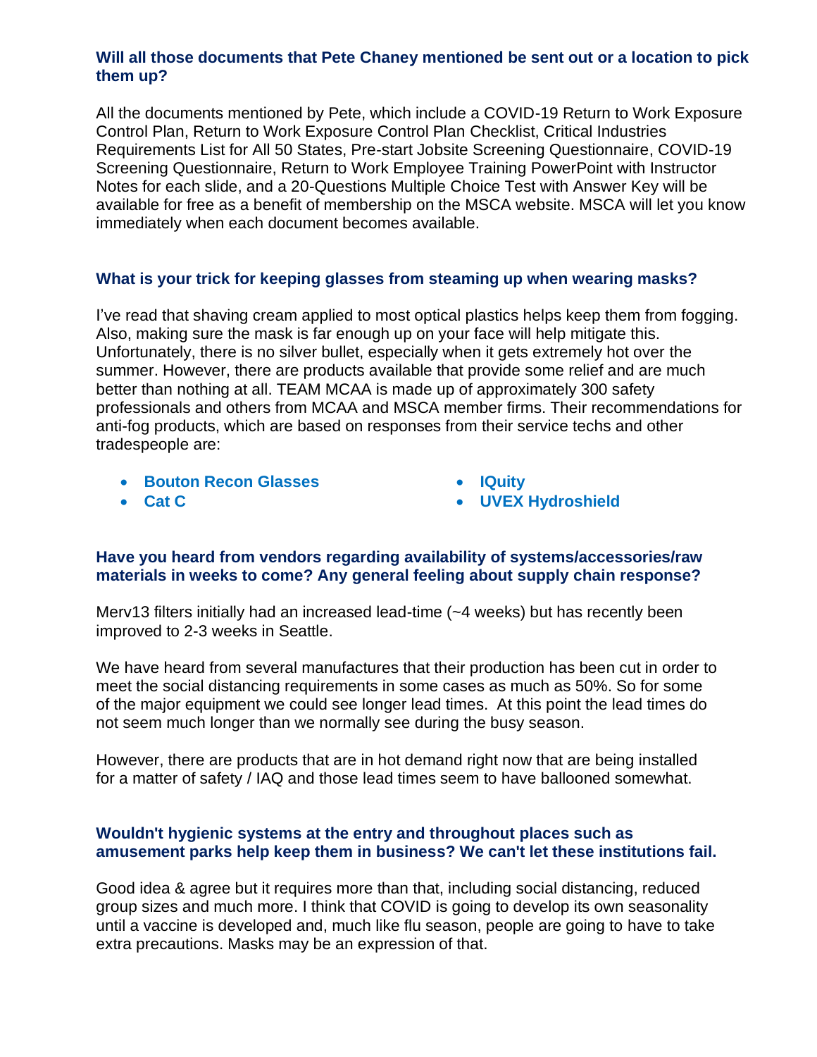**Will all those documents that Pete Chaney mentioned be sent out or a location to pick them up?**

All the documents mentioned by Pete, which include a COVID-19 Return to Work Exposure Control Plan, Return to Work Exposure Control Plan Checklist, Critical Industries Requirements List for All 50 States, Pre-start Jobsite Screening Questionnaire, COVID-19 Screening Questionnaire, Return to Work Employee Training PowerPoint with Instructor Notes for each slide, and a 20-Questions Multiple Choice Test with Answer Key will be available for free as a benefit of membership on the MSCA website. MSCA will let you know immediately when each document becomes available.

**What is your trick for keeping glasses from steaming up when wearing masks?**

I've read that shaving cream applied to most optical plastics helps keep them from fogging. Also, making sure the mask is far enough up on your face will help mitigate this. Unfortunately, there is no silver bullet, especially when it gets extremely hot over the summer. However, there are products available that provide some relief and are much better than nothing at all. TEAM MCAA is made up of approximately 300 safety professionals and others from MCAA and MSCA member firms. Their recommendations for anti-fog products, which are based on responses from their service techs and other tradespeople are:

- **Bouton Recon Glasses**
- **Cat C**
- **IQuity**
- **UVEX Hydroshield**

**Have you heard from vendors regarding availability of systems/accessories/raw materials in weeks to come? Any general feeling about supply chain response?**

Merv13 filters initially had an increased lead-time (~4 weeks) but has recently been improved to 2-3 weeks in Seattle.

We have heard from several manufactures that their production has been cut in order to meet the social distancing requirements in some cases as much as 50%. So for some of the major equipment we could see longer lead times. At this point the lead times do not seem much longer than we normally see during the busy season.

However, there are products that are in hot demand right now that are being installed for a matter of safety / IAQ and those lead times seem to have ballooned somewhat.

**Wouldn't hygienic systems at the entry and throughout places such as amusement parks help keep them in business? We can't let these institutions fail.**

Good idea & agree but it requires more than that, including social distancing, reduced group sizes and much more. I think that COVID is going to develop its own seasonality until a vaccine is developed and, much like flu season, people are going to have to take extra precautions. Masks may be an expression of that.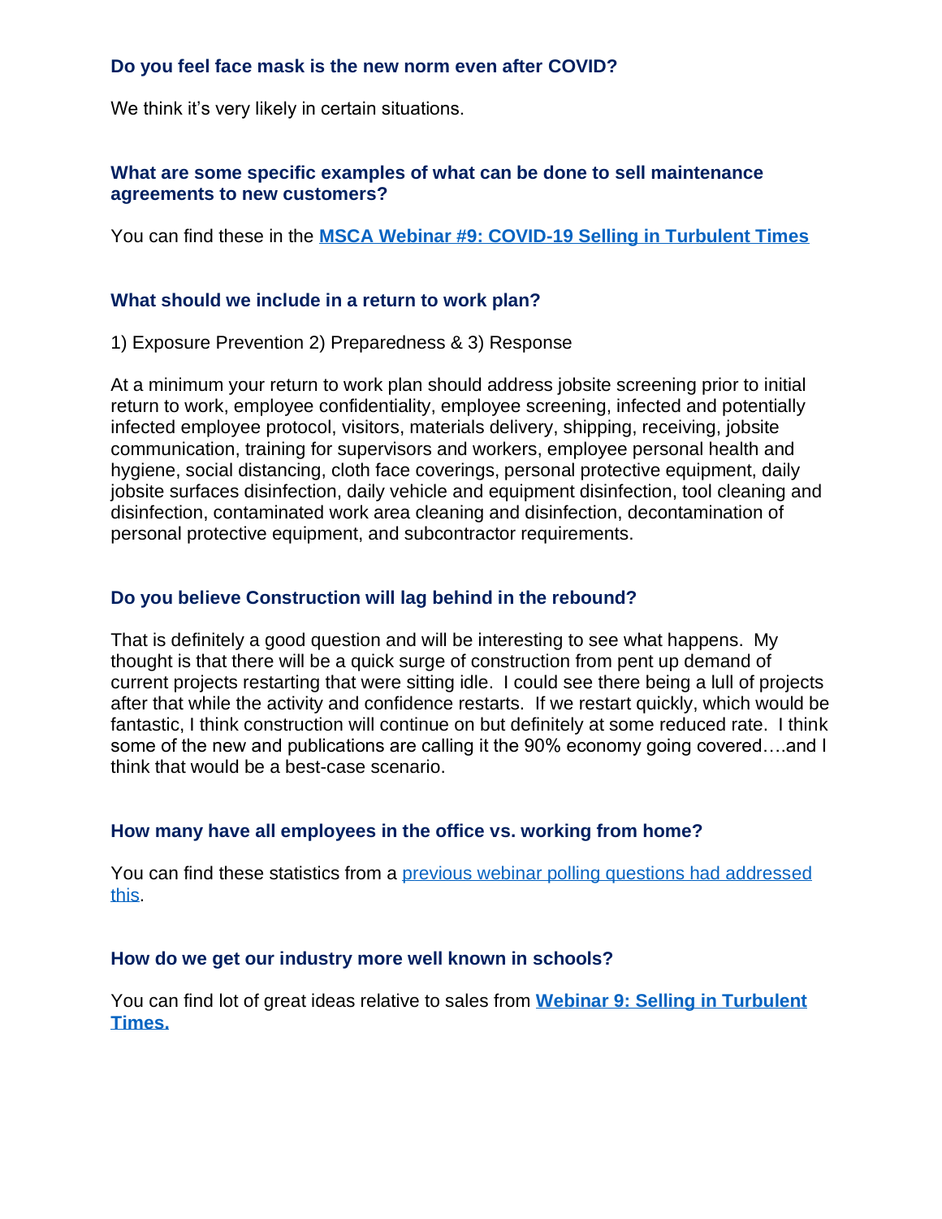**Do you feel face mask is the new norm even after COVID?**

We think it's very likely in certain situations.

**What are some specific examples of what can be done to sell maintenance agreements to new customers?**

You can find these in the **MSCA Webinar #9: COVID-19 Selling in Turbulent Times**

**What should we include in a return to work plan?**

1) Exposure Prevention 2) Preparedness & 3) Response

At a minimum your return to work plan should address jobsite screening prior to initial return to work, employee confidentiality, employee screening, infected and potentially infected employee protocol, visitors, materials delivery, shipping, receiving, jobsite communication, training for supervisors and workers, employee personal health and hygiene, social distancing, cloth face coverings, personal protective equipment, daily jobsite surfaces disinfection, daily vehicle and equipment disinfection, tool cleaning and disinfection, contaminated work area cleaning and disinfection, decontamination of personal protective equipment, and subcontractor requirements.

**Do you believe Construction will lag behind in the rebound?**

That is definitely a good question and will be interesting to see what happens. My thought is that there will be a quick surge of construction from pent up demand of current projects restarting that were sitting idle. I could see there being a lull of projects after that while the activity and confidence restarts. If we restart quickly, which would be fantastic, I think construction will continue on but definitely at some reduced rate. I think some of the new and publications are calling it the 90% economy going covered….and I think that would be a best-case scenario.

**How many have all employees in the office vs. working from home?**

You can find these statistics from a previous webinar polling questions had addressed this.

**How do we get our industry more well known in schools?**

You can find lot of great ideas relative to sales from **Webinar 9: Selling in Turbulent Times.**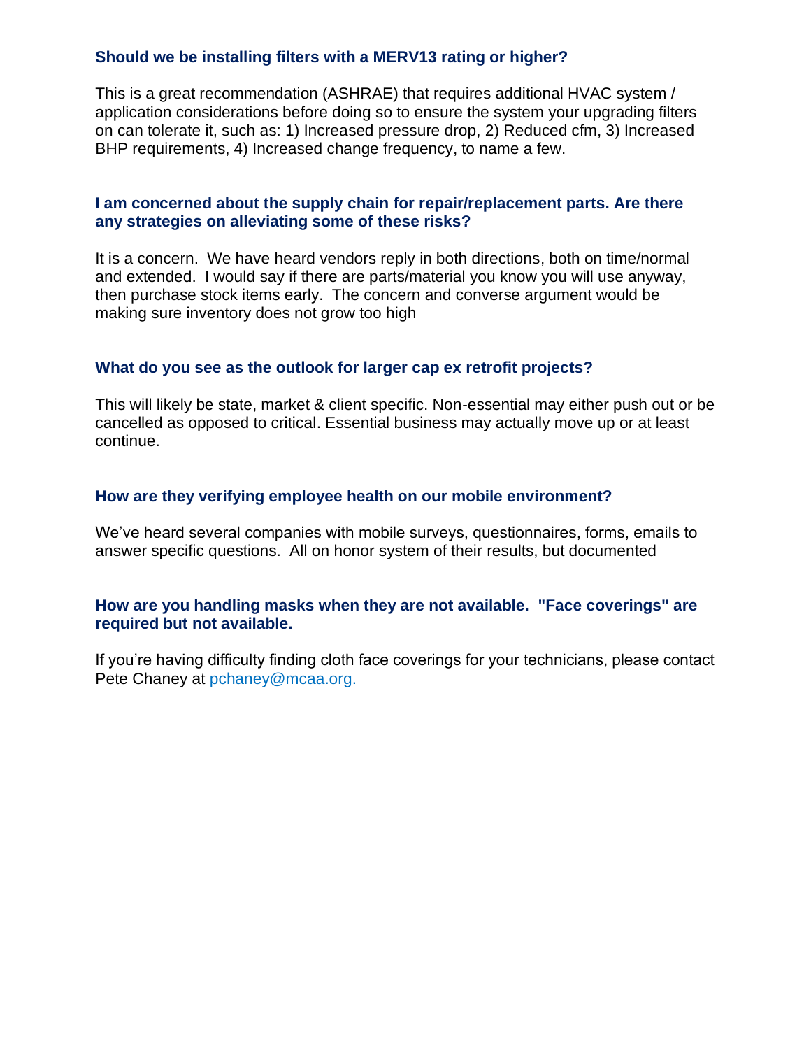**Should we be installing filters with a MERV13 rating or higher?**

This is a great recommendation (ASHRAE) that requires additional HVAC system / application considerations before doing so to ensure the system your upgrading filters on can tolerate it, such as: 1) Increased pressure drop, 2) Reduced cfm, 3) Increased BHP requirements, 4) Increased change frequency, to name a few.

**I am concerned about the supply chain for repair/replacement parts. Are there any strategies on alleviating some of these risks?**

It is a concern. We have heard vendors reply in both directions, both on time/normal and extended. I would say if there are parts/material you know you will use anyway, then purchase stock items early. The concern and converse argument would be making sure inventory does not grow too high

**What do you see as the outlook for larger cap ex retrofit projects?**

This will likely be state, market & client specific. Non-essential may either push out or be cancelled as opposed to critical. Essential business may actually move up or at least continue.

**How are they verifying employee health on our mobile environment?**

We've heard several companies with mobile surveys, questionnaires, forms, emails to answer specific questions. All on honor system of their results, but documented

**How are you handling masks when they are not available. "Face coverings" are required but not available.**

If you're having difficulty finding cloth face coverings for your technicians, please contact Pete Chaney at [pchaney@mcaa.org.](mailto:pchaney@mcaa.org)